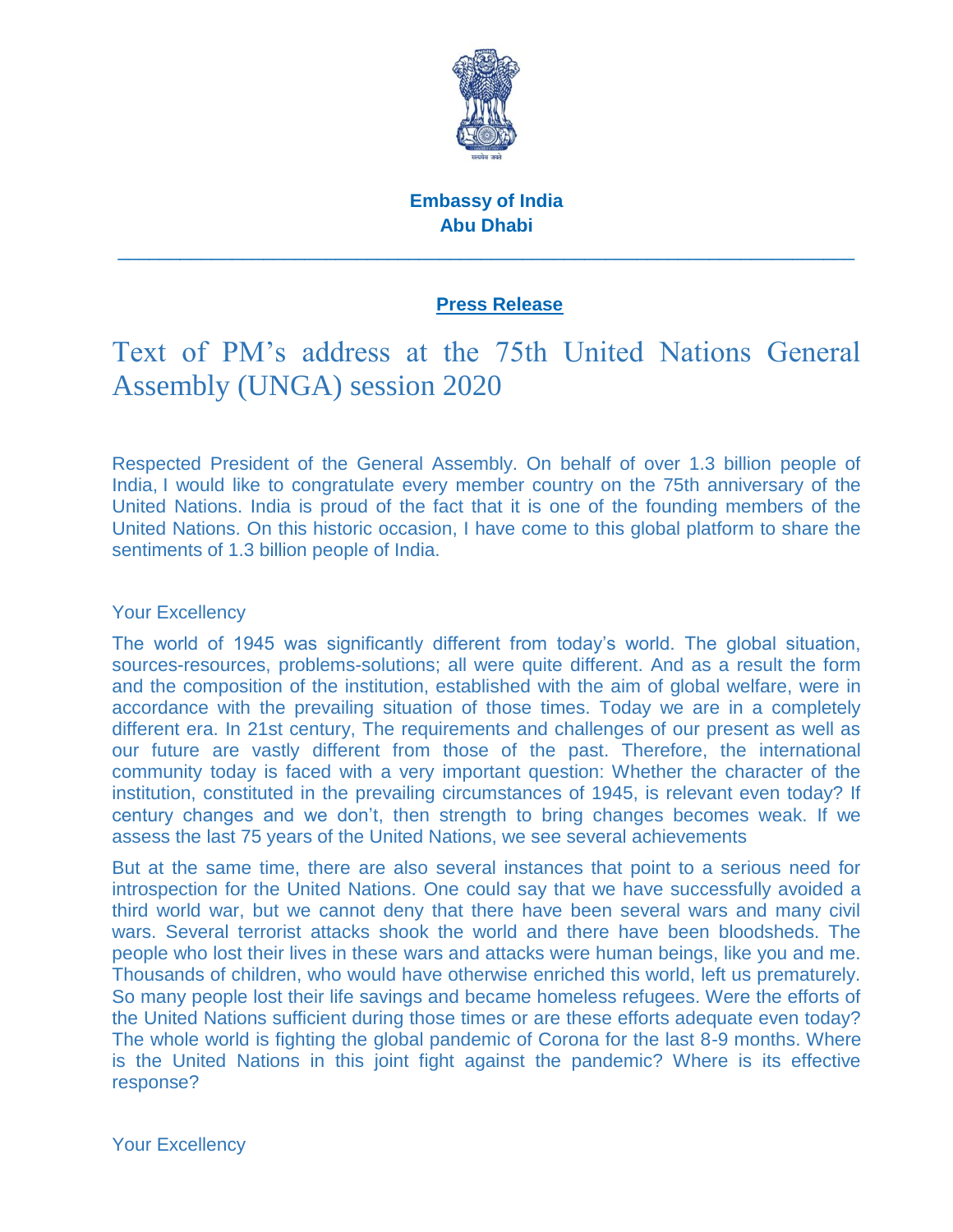**Embassy of India**
**Abu Dhabi**

---

**Press Release**

# Text of PM's address at the 75th United Nations General Assembly (UNGA) session 2020

Respected President of the General Assembly. On behalf of over 1.3 billion people of India, I would like to congratulate every member country on the 75th anniversary of the United Nations. India is proud of the fact that it is one of the founding members of the United Nations. On this historic occasion, I have come to this global platform to share the sentiments of 1.3 billion people of India.

Your Excellency

The world of 1945 was significantly different from today's world. The global situation, sources-resources, problems-solutions; all were quite different. And as a result the form and the composition of the institution, established with the aim of global welfare, were in accordance with the prevailing situation of those times. Today we are in a completely different era. In 21st century, The requirements and challenges of our present as well as our future are vastly different from those of the past. Therefore, the international community today is faced with a very important question: Whether the character of the institution, constituted in the prevailing circumstances of 1945, is relevant even today? If century changes and we don't, then strength to bring changes becomes weak. If we assess the last 75 years of the United Nations, we see several achievements

But at the same time, there are also several instances that point to a serious need for introspection for the United Nations. One could say that we have successfully avoided a third world war, but we cannot deny that there have been several wars and many civil wars. Several terrorist attacks shook the world and there have been bloodsheds. The people who lost their lives in these wars and attacks were human beings, like you and me. Thousands of children, who would have otherwise enriched this world, left us prematurely. So many people lost their life savings and became homeless refugees. Were the efforts of the United Nations sufficient during those times or are these efforts adequate even today? The whole world is fighting the global pandemic of Corona for the last 8-9 months. Where is the United Nations in this joint fight against the pandemic? Where is its effective response?

Your Excellency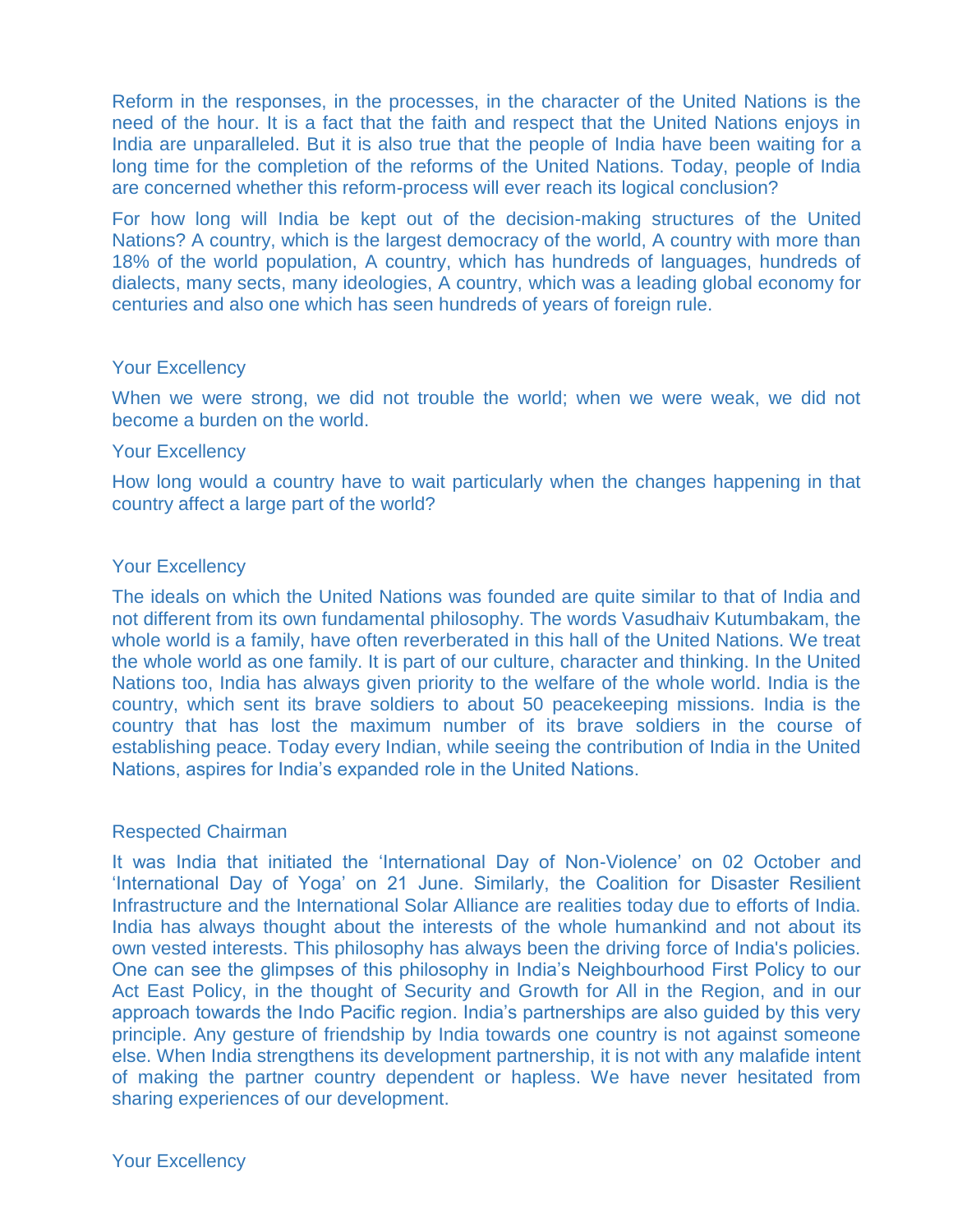Reform in the responses, in the processes, in the character of the United Nations is the need of the hour. It is a fact that the faith and respect that the United Nations enjoys in India are unparalleled. But it is also true that the people of India have been waiting for a long time for the completion of the reforms of the United Nations. Today, people of India are concerned whether this reform-process will ever reach its logical conclusion?

For how long will India be kept out of the decision-making structures of the United Nations? A country, which is the largest democracy of the world, A country with more than 18% of the world population, A country, which has hundreds of languages, hundreds of dialects, many sects, many ideologies, A country, which was a leading global economy for centuries and also one which has seen hundreds of years of foreign rule.

Your Excellency

When we were strong, we did not trouble the world; when we were weak, we did not become a burden on the world.

Your Excellency

How long would a country have to wait particularly when the changes happening in that country affect a large part of the world?

Your Excellency

The ideals on which the United Nations was founded are quite similar to that of India and not different from its own fundamental philosophy. The words Vasudhaiv Kutumbakam, the whole world is a family, have often reverberated in this hall of the United Nations. We treat the whole world as one family. It is part of our culture, character and thinking. In the United Nations too, India has always given priority to the welfare of the whole world. India is the country, which sent its brave soldiers to about 50 peacekeeping missions. India is the country that has lost the maximum number of its brave soldiers in the course of establishing peace. Today every Indian, while seeing the contribution of India in the United Nations, aspires for India's expanded role in the United Nations.

Respected Chairman

It was India that initiated the 'International Day of Non-Violence' on 02 October and 'International Day of Yoga' on 21 June. Similarly, the Coalition for Disaster Resilient Infrastructure and the International Solar Alliance are realities today due to efforts of India. India has always thought about the interests of the whole humankind and not about its own vested interests. This philosophy has always been the driving force of India's policies. One can see the glimpses of this philosophy in India's Neighbourhood First Policy to our Act East Policy, in the thought of Security and Growth for All in the Region, and in our approach towards the Indo Pacific region. India's partnerships are also guided by this very principle. Any gesture of friendship by India towards one country is not against someone else. When India strengthens its development partnership, it is not with any malafide intent of making the partner country dependent or hapless. We have never hesitated from sharing experiences of our development.

Your Excellency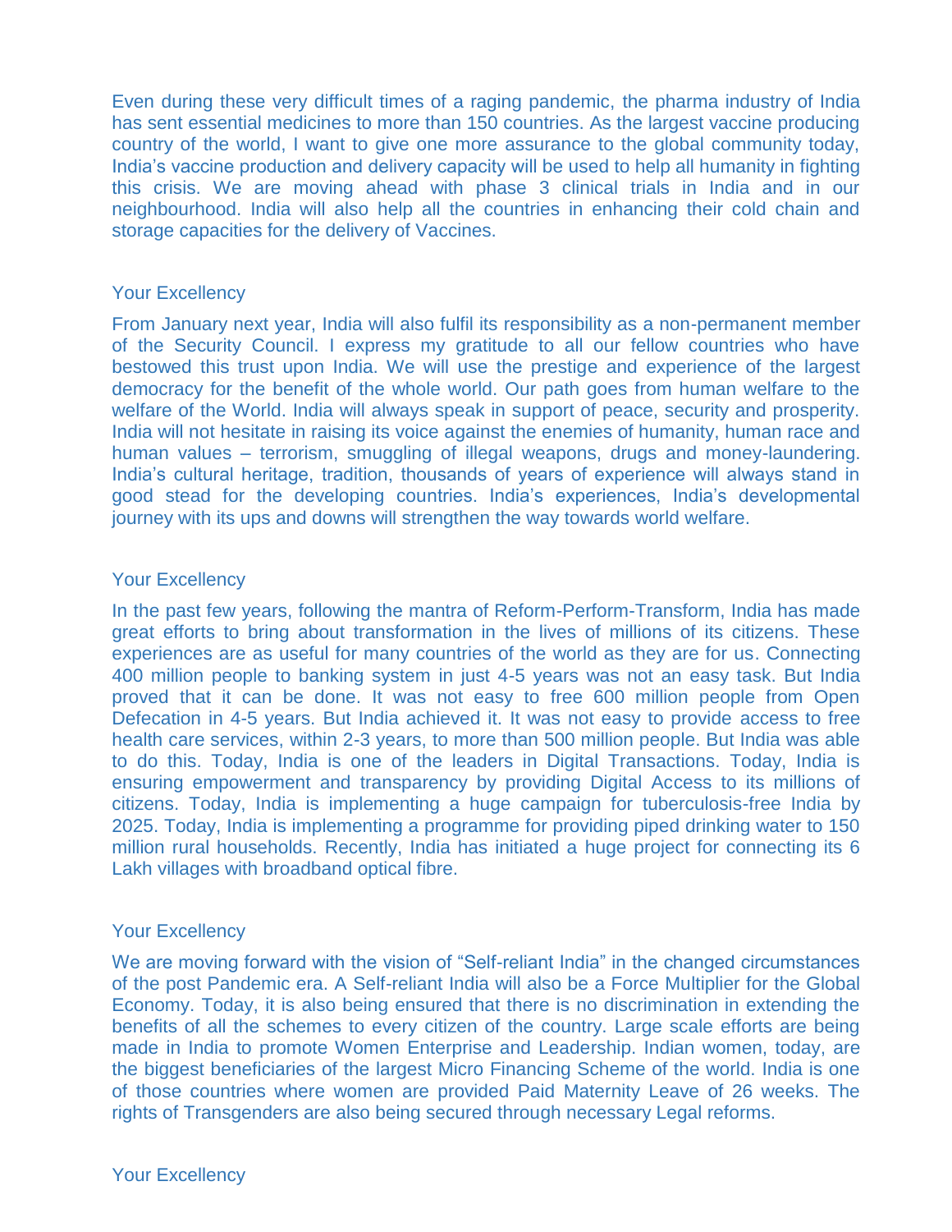Even during these very difficult times of a raging pandemic, the pharma industry of India has sent essential medicines to more than 150 countries. As the largest vaccine producing country of the world, I want to give one more assurance to the global community today, India's vaccine production and delivery capacity will be used to help all humanity in fighting this crisis. We are moving ahead with phase 3 clinical trials in India and in our neighbourhood. India will also help all the countries in enhancing their cold chain and storage capacities for the delivery of Vaccines.

Your Excellency

From January next year, India will also fulfil its responsibility as a non-permanent member of the Security Council. I express my gratitude to all our fellow countries who have bestowed this trust upon India. We will use the prestige and experience of the largest democracy for the benefit of the whole world. Our path goes from human welfare to the welfare of the World. India will always speak in support of peace, security and prosperity. India will not hesitate in raising its voice against the enemies of humanity, human race and human values – terrorism, smuggling of illegal weapons, drugs and money-laundering. India's cultural heritage, tradition, thousands of years of experience will always stand in good stead for the developing countries. India's experiences, India's developmental journey with its ups and downs will strengthen the way towards world welfare.

Your Excellency

In the past few years, following the mantra of Reform-Perform-Transform, India has made great efforts to bring about transformation in the lives of millions of its citizens. These experiences are as useful for many countries of the world as they are for us. Connecting 400 million people to banking system in just 4-5 years was not an easy task. But India proved that it can be done. It was not easy to free 600 million people from Open Defecation in 4-5 years. But India achieved it. It was not easy to provide access to free health care services, within 2-3 years, to more than 500 million people. But India was able to do this. Today, India is one of the leaders in Digital Transactions. Today, India is ensuring empowerment and transparency by providing Digital Access to its millions of citizens. Today, India is implementing a huge campaign for tuberculosis-free India by 2025. Today, India is implementing a programme for providing piped drinking water to 150 million rural households. Recently, India has initiated a huge project for connecting its 6 Lakh villages with broadband optical fibre.

Your Excellency

We are moving forward with the vision of "Self-reliant India" in the changed circumstances of the post Pandemic era. A Self-reliant India will also be a Force Multiplier for the Global Economy. Today, it is also being ensured that there is no discrimination in extending the benefits of all the schemes to every citizen of the country. Large scale efforts are being made in India to promote Women Enterprise and Leadership. Indian women, today, are the biggest beneficiaries of the largest Micro Financing Scheme of the world. India is one of those countries where women are provided Paid Maternity Leave of 26 weeks. The rights of Transgenders are also being secured through necessary Legal reforms.

Your Excellency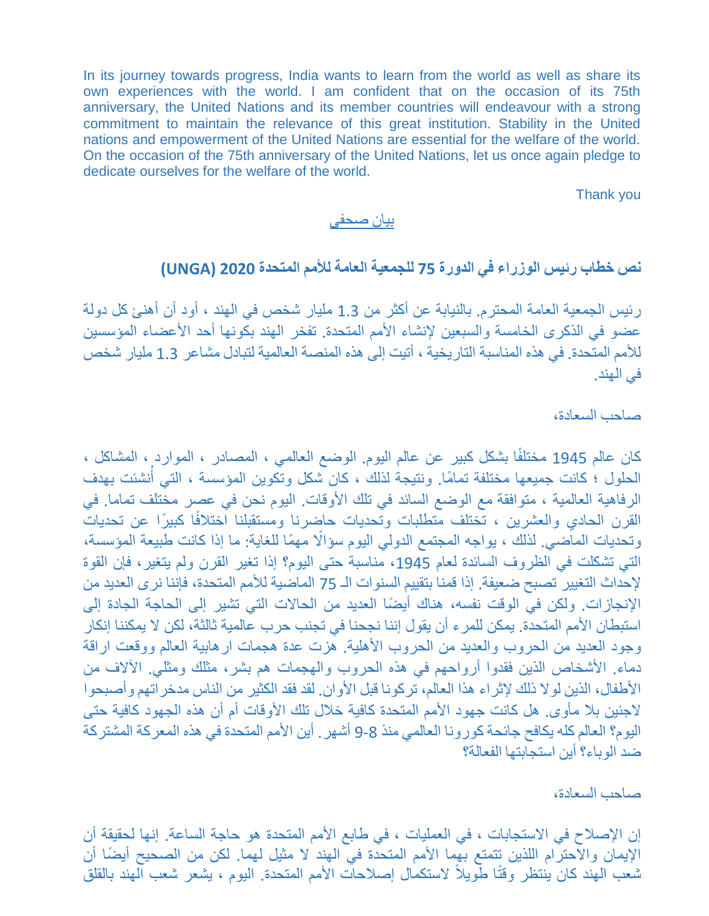In its journey towards progress, India wants to learn from the world as well as share its own experiences with the world. I am confident that on the occasion of its 75th anniversary, the United Nations and its member countries will endeavour with a strong commitment to maintain the relevance of this great institution. Stability in the United nations and empowerment of the United Nations are essential for the welfare of the world. On the occasion of the 75th anniversary of the United Nations, let us once again pledge to dedicate ourselves for the welfare of the world.

Thank you

بيان صحفي

## نص خطاب رئيس الوزراء في الدورة 75 للجمعية العامة للأمم المتحدة 2020 (UNGA)

رئيس الجمعية العامة المحترم. بالنيابة عن أكثر من 1.3 مليار شخص في الهند ، أود أن أهنئ كل دولة عضو في الذكرى الخامسة والسبعين لإنشاء الأمم المتحدة. تفخر الهند بكونها أحد الأعضاء المؤسسين للأمم المتحدة. في هذه المناسبة التاريخية ، أتيت إلى هذه المنصة العالمية لتبادل مشاعر 1.3 مليار شخص في الهند.

صاحب السعادة،

كان عالم 1945 مختلفًا بشكل كبير عن عالم اليوم. الوضع العالمي ، المصادر ، الموارد ، المشاكل ، الحلول ؛ كانت جميعها مختلفة تمامًا. ونتيجة لذلك ، كان شكل وتكوين المؤسسة ، التي أُنشئت بهدف الرفاهية العالمية ، متوافقة مع الوضع السائد في تلك الأوقات. اليوم نحن في عصر مختلف تماما. في القرن الحادي والعشرين ، تختلف متطلبات وتحديات حاضرنا ومستقبلنا اختلافًا كبيرًا عن تحديات وتحديات الماضي. لذلك ، يواجه المجتمع الدولي اليوم سؤالًا مهمًا للغاية: ما إذا كانت طبيعة المؤسسة، التي تشكلت في الظروف السائدة لعام 1945، مناسبة حتى اليوم؟ إذا تغير القرن ولم يتغير، فإن القوة لإحداث التغيير تصبح ضعيفة. إذا قمنا بتقييم السنوات الـ 75 الماضية للأمم المتحدة، فإننا نرى العديد من الإنجازات. ولكن في الوقت نفسه، هناك أيضًا العديد من الحالات التي تشير إلى الحاجة الجادة إلى استبطان الأمم المتحدة. يمكن للمرء أن يقول إننا نجحنا في تجنب حرب عالمية ثالثة، لكن لا يمكننا إنكار وجود العديد من الحروب والعديد من الحروب الأهلية. هزت عدة هجمات ارهابية العالم ووقعت اراقة دماء. الأشخاص الذين فقدوا أرواحهم في هذه الحروب والهجمات هم بشر، مثلك ومثلي. الآلاف من الأطفال، الذين لولا ذلك لإثراء هذا العالم، تركونا قبل الأوان. لقد فقد الكثير من الناس مدخراتهم وأصبحوا لاجئين بلا مأوى. هل كانت جهود الأمم المتحدة كافية خلال تلك الأوقات أم أن هذه الجهود كافية حتى اليوم؟ العالم كله يكافح جائحة كورونا العالمي منذ 8-9 أشهر. أين الأمم المتحدة في هذه المعركة المشتركة ضد الوباء؟ أين استجابتها الفعالة؟

صاحب السعادة،

إن الإصلاح في الاستجابات ، في العمليات ، في طابع الأمم المتحدة هو حاجة الساعة. إنها لحقيقة أن الإيمان والاحترام اللذين تتمتع بهما الأمم المتحدة في الهند لا مثيل لهما. لكن من الصحيح أيضًا أن شعب الهند كان ينتظر وقتًا طويلاً لاستكمال إصلاحات الأمم المتحدة. اليوم ، يشعر شعب الهند بالقلق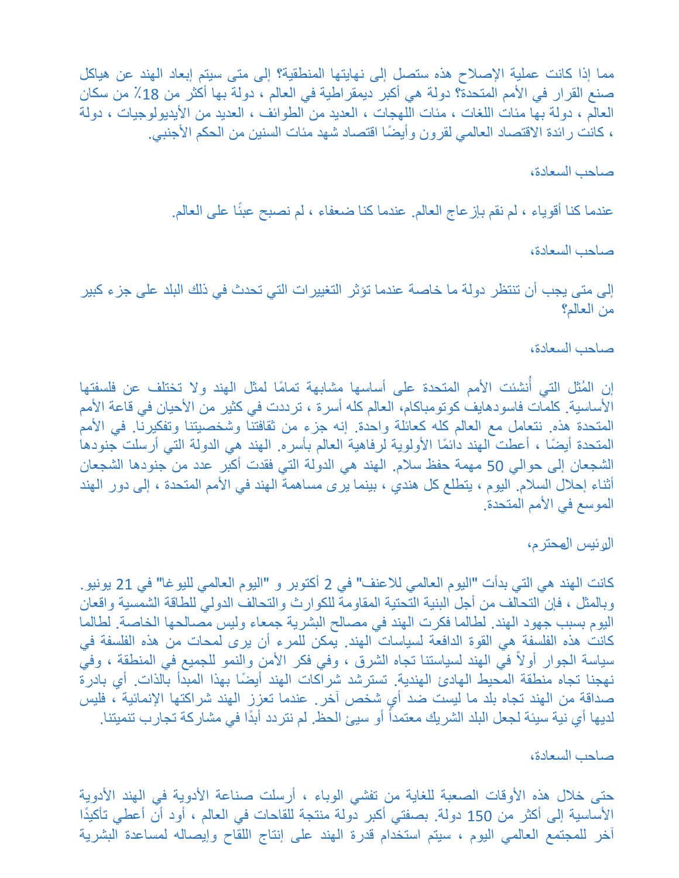مما إذا كانت عملية الإصلاح هذه ستصل إلى نهايتها المنطقية؟ إلى متى سيتم إبعاد الهند عن هياكل صنع القرار في الأمم المتحدة؟ دولة هي أكبر ديمقراطية في العالم ، دولة بها أكثر من 18٪ من سكان العالم ، دولة بها مئات اللغات ، مئات اللهجات ، العديد من الطوائف ، العديد من الأيديولوجيات ، دولة ، كانت رائدة الاقتصاد العالمي لقرون وأيضًا اقتصاد شهد مئات السنين من الحكم الأجنبي.

صاحب السعادة،

عندما كنا أقوياء ، لم نقم بإزعاج العالم. عندما كنا ضعفاء ، لم نصبح عبئًا على العالم.

صاحب السعادة،

إلى متى يجب أن تنتظر دولة ما خاصة عندما تؤثر التغييرات التي تحدث في ذلك البلد على جزء كبير من العالم؟

صاحب السعادة،

إن المُثل التي أُنشئت الأمم المتحدة على أساسها مشابهة تمامًا لمثل الهند ولا تختلف عن فلسفتها الأساسية. كلمات فاسودهايف كوتومباكام، العالم كله أسرة ، ترددت في كثير من الأحيان في قاعة الأمم المتحدة هذه. نتعامل مع العالم كله كعائلة واحدة. إنه جزء من ثقافتنا وشخصيتنا وتفكيرنا. في الأمم المتحدة أيضًا ، أعطت الهند دائمًا الأولوية لرفاهية العالم بأسره. الهند هي الدولة التي أرسلت جنودها الشجعان إلى حوالي 50 مهمة حفظ سلام. الهند هي الدولة التي فقدت أكبر عدد من جنودها الشجعان أثناء إحلال السلام. اليوم ، يتطلع كل هندي ، بينما يرى مساهمة الهند في الأمم المتحدة ، إلى دور الهند الموسع في الأمم المتحدة.

الرئيس المحترم،

كانت الهند هي التي بدأت "اليوم العالمي للاعنف" في 2 أكتوبر و "اليوم العالمي لليوغا" في 21 يونيو. وبالمثل ، فإن التحالف من أجل البنية التحتية المقاومة للكوارث والتحالف الدولي للطاقة الشمسية واقعان اليوم بسبب جهود الهند. لطالما فكرت الهند في مصالح البشرية جمعاء وليس مصالحها الخاصة. لطالما كانت هذه الفلسفة هي القوة الدافعة لسياسات الهند. يمكن للمرء أن يرى لمحات من هذه الفلسفة في سياسة الجوار أولاً في الهند لسياستنا تجاه الشرق ، وفي فكر الأمن والنمو للجميع في المنطقة ، وفي نهجنا تجاه منطقة المحيط الهادئ الهندية. تسترشد شراكات الهند أيضًا بهذا المبدأ بالذات. أي بادرة صداقة من الهند تجاه بلد ما ليست ضد أي شخص آخر. عندما تعزز الهند شراكتها الإنمائية ، فليس لديها أي نية سيئة لجعل البلد الشريك معتمداً أو سيئ الحظ. لم نتردد أبدًا في مشاركة تجارب تنميتنا.

صاحب السعادة،

حتى خلال هذه الأوقات الصعبة للغاية من تفشي الوباء ، أرسلت صناعة الأدوية في الهند الأدوية الأساسية إلى أكثر من 150 دولة. بصفتي أكبر دولة منتجة للقاحات في العالم ، أود أن أعطي تأكيدًا آخر للمجتمع العالمي اليوم ، سيتم استخدام قدرة الهند على إنتاج اللقاح وإيصاله لمساعدة البشرية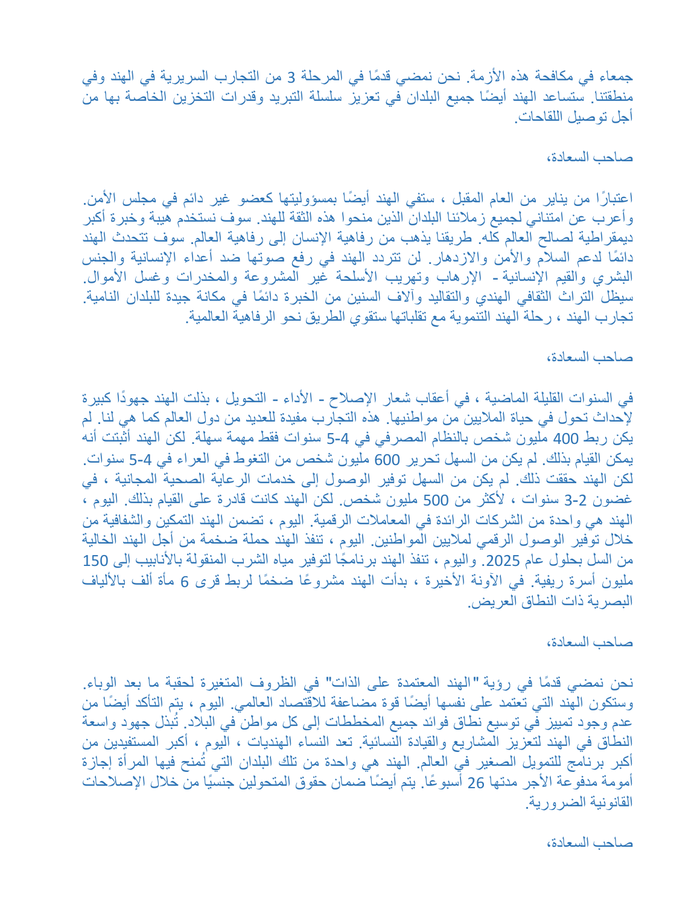جمعاء في مكافحة هذه الأزمة. نحن نمضي قدمًا في المرحلة 3 من التجارب السريرية في الهند وفي منطقتنا. ستساعد الهند أيضًا جميع البلدان في تعزيز سلسلة التبريد وقدرات التخزين الخاصة بها من أجل توصيل اللقاحات.

صاحب السعادة،

اعتبارًا من يناير من العام المقبل ، ستفي الهند أيضًا بمسؤوليتها كعضو غير دائم في مجلس الأمن. وأعرب عن امتناني لجميع زملائنا البلدان الذين منحوا هذه الثقة للهند. سوف نستخدم هيبة وخبرة أكبر ديمقراطية لصالح العالم كله. طريقنا يذهب من رفاهية الإنسان إلى رفاهية العالم. سوف تتحدث الهند دائمًا لدعم السلام والأمن والازدهار. لن تتردد الهند في رفع صوتها ضد أعداء الإنسانية والجنس البشري والقيم الإنسانية - الإرهاب وتهريب الأسلحة غير المشروعة والمخدرات وغسل الأموال. سيظل التراث الثقافي الهندي والتقاليد وآلاف السنين من الخبرة دائمًا في مكانة جيدة للبلدان النامية. تجارب الهند ، رحلة الهند التنموية مع تقلباتها ستقوي الطريق نحو الرفاهية العالمية.

صاحب السعادة،

في السنوات القليلة الماضية ، في أعقاب شعار الإصلاح - الأداء - التحويل ، بذلت الهند جهودًا كبيرة لإحداث تحول في حياة الملايين من مواطنيها. هذه التجارب مفيدة للعديد من دول العالم كما هي لنا. لم يكن ربط 400 مليون شخص بالنظام المصرفي في 4-5 سنوات فقط مهمة سهلة. لكن الهند أثبتت أنه يمكن القيام بذلك. لم يكن من السهل تحرير 600 مليون شخص من التغوط في العراء في 4-5 سنوات. لكن الهند حققت ذلك. لم يكن من السهل توفير الوصول إلى خدمات الرعاية الصحية المجانية ، في غضون 2-3 سنوات ، لأكثر من 500 مليون شخص. لكن الهند كانت قادرة على القيام بذلك. اليوم ، الهند هي واحدة من الشركات الرائدة في المعاملات الرقمية. اليوم ، تضمن الهند التمكين والشفافية من خلال توفير الوصول الرقمي لملايين المواطنين. اليوم ، تنفذ الهند حملة ضخمة من أجل الهند الخالية من السل بحلول عام 2025. واليوم ، تنفذ الهند برنامجًا لتوفير مياه الشرب المنقولة بالأنابيب إلى 150 مليون أسرة ريفية. في الآونة الأخيرة ، بدأت الهند مشروعًا ضخمًا لربط قرى 6 مأة ألف بالألياف البصرية ذات النطاق العريض.

صاحب السعادة،

نحن نمضي قدمًا في رؤية "الهند المعتمدة على الذات" في الظروف المتغيرة لحقبة ما بعد الوباء. وستكون الهند التي تعتمد على نفسها أيضًا قوة مضاعفة للاقتصاد العالمي. اليوم ، يتم التأكد أيضًا من عدم وجود تمييز في توسيع نطاق فوائد جميع المخططات إلى كل مواطن في البلاد. تُبذل جهود واسعة النطاق في الهند لتعزيز المشاريع والقيادة النسائية. تعد النساء الهنديات ، اليوم ، أكبر المستفيدين من أكبر برنامج للتمويل الصغير في العالم. الهند هي واحدة من تلك البلدان التي تُمنح فيها المرأة إجازة أمومة مدفوعة الأجر مدتها 26 أسبوعًا. يتم أيضًا ضمان حقوق المتحولين جنسيًا من خلال الإصلاحات القانونية الضرورية.

صاحب السعادة،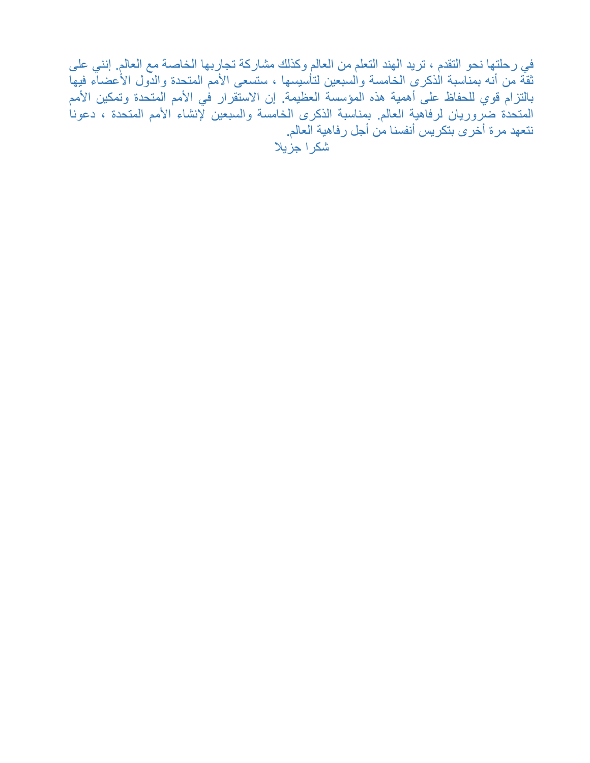في رحلتها نحو التقدم ، تريد الهند التعلم من العالم وكذلك مشاركة تجاربها الخاصة مع العالم. إنني على ثقة من أنه بمناسبة الذكرى الخامسة والسبعين لتأسيسها ، ستسعى الأمم المتحدة والدول الأعضاء فيها بالتزام قوي للحفاظ على أهمية هذه المؤسسة العظيمة. إن الاستقرار في الأمم المتحدة وتمكين الأمم المتحدة ضروريان لرفاهية العالم. بمناسبة الذكرى الخامسة والسبعين لإنشاء الأمم المتحدة ، دعونا نتعهد مرة أخرى بتكريس أنفسنا من أجل رفاهية العالم.

شكرا جزيلا